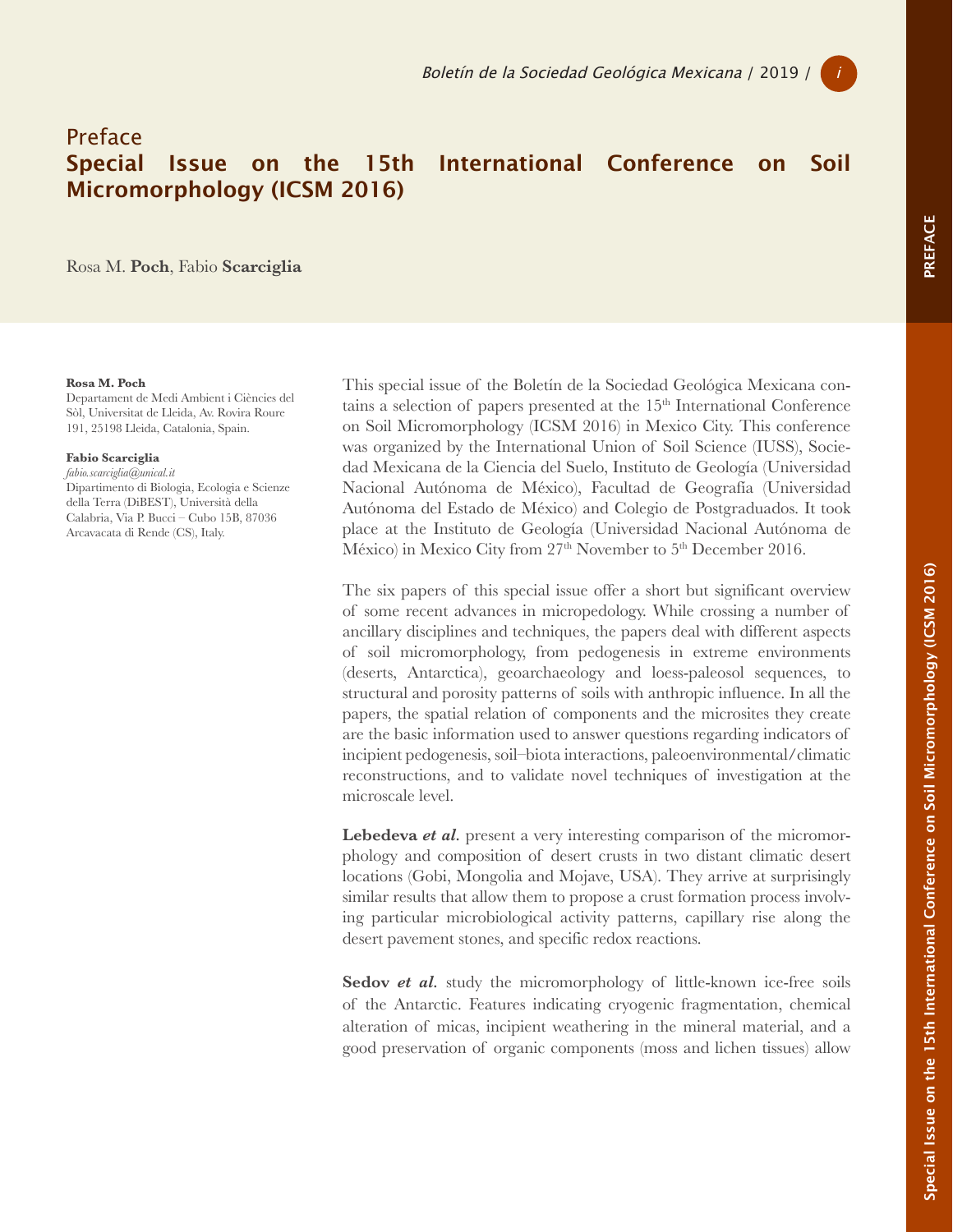# Preface
## Special Issue on the 15th International Conference on Soil Micromorphology (ICSM 2016)

Rosa M. **Poch**, Fabio **Scarciglia**

**Rosa M. Poch**
Departament de Medi Ambient i Ciències del Sòl, Universitat de Lleida, Av. Rovira Roure 191, 25198 Lleida, Catalonia, Spain.

**Fabio Scarciglia**
*fabio.scarciglia@unical.it*
Dipartimento di Biologia, Ecologia e Scienze della Terra (DiBEST), Università della Calabria, Via P. Bucci – Cubo 15B, 87036 Arcavacata di Rende (CS), Italy.

This special issue of the Boletín de la Sociedad Geológica Mexicana contains a selection of papers presented at the 15th International Conference on Soil Micromorphology (ICSM 2016) in Mexico City. This conference was organized by the International Union of Soil Science (IUSS), Sociedad Mexicana de la Ciencia del Suelo, Instituto de Geología (Universidad Nacional Autónoma de México), Facultad de Geografía (Universidad Autónoma del Estado de México) and Colegio de Postgraduados. It took place at the Instituto de Geología (Universidad Nacional Autónoma de México) in Mexico City from 27th November to 5th December 2016.

The six papers of this special issue offer a short but significant overview of some recent advances in micropedology. While crossing a number of ancillary disciplines and techniques, the papers deal with different aspects of soil micromorphology, from pedogenesis in extreme environments (deserts, Antarctica), geoarchaeology and loess-paleosol sequences, to structural and porosity patterns of soils with anthropic influence. In all the papers, the spatial relation of components and the microsites they create are the basic information used to answer questions regarding indicators of incipient pedogenesis, soil–biota interactions, paleoenvironmental/climatic reconstructions, and to validate novel techniques of investigation at the microscale level.

**Lebedeva *et al*.** present a very interesting comparison of the micromorphology and composition of desert crusts in two distant climatic desert locations (Gobi, Mongolia and Mojave, USA). They arrive at surprisingly similar results that allow them to propose a crust formation process involving particular microbiological activity patterns, capillary rise along the desert pavement stones, and specific redox reactions.

**Sedov *et al*.** study the micromorphology of little-known ice-free soils of the Antarctic. Features indicating cryogenic fragmentation, chemical alteration of micas, incipient weathering in the mineral material, and a good preservation of organic components (moss and lichen tissues) allow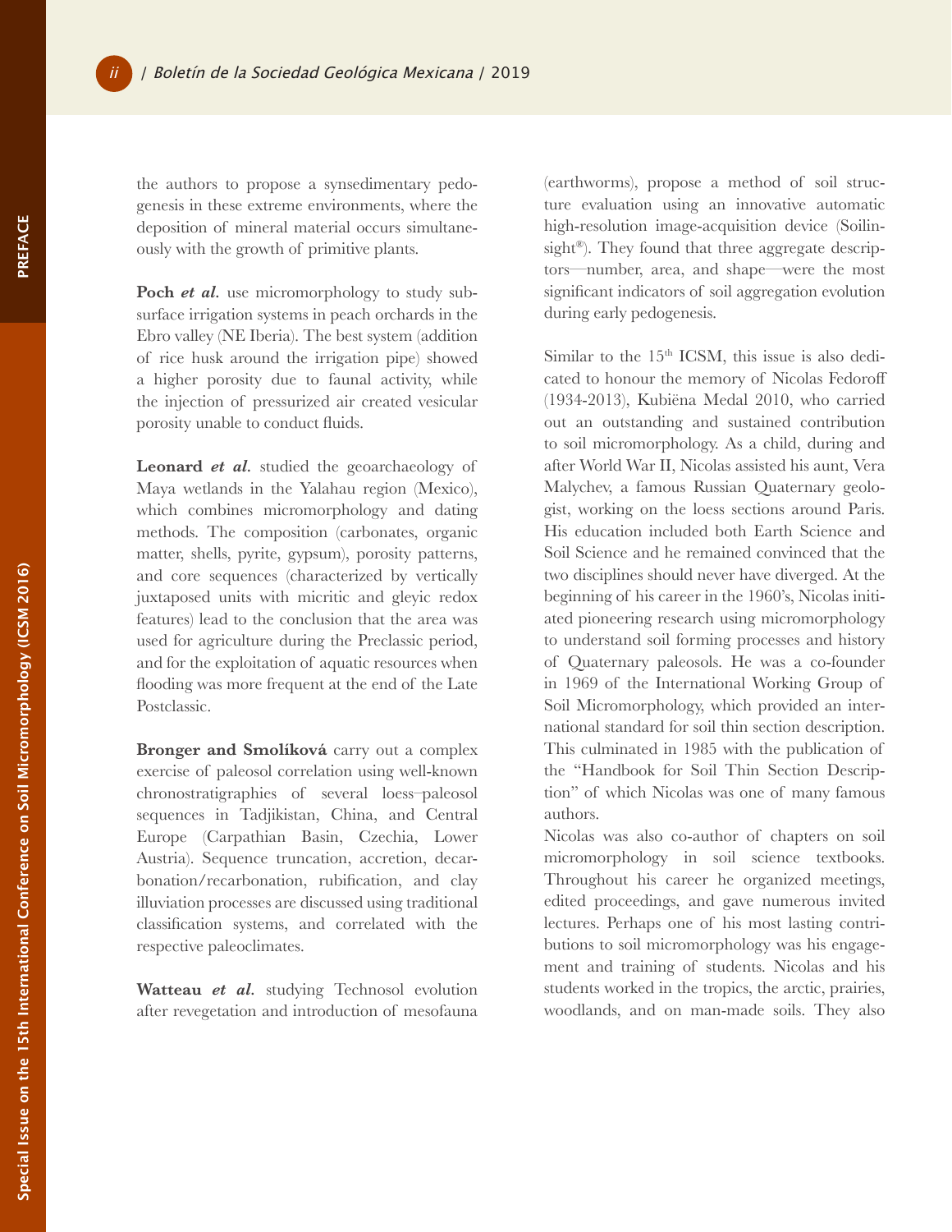the authors to propose a synsedimentary pedogenesis in these extreme environments, where the deposition of mineral material occurs simultaneously with the growth of primitive plants.

**Poch *et al*.** use micromorphology to study subsurface irrigation systems in peach orchards in the Ebro valley (NE Iberia). The best system (addition of rice husk around the irrigation pipe) showed a higher porosity due to faunal activity, while the injection of pressurized air created vesicular porosity unable to conduct fluids.

**Leonard *et al*.** studied the geoarchaeology of Maya wetlands in the Yalahau region (Mexico), which combines micromorphology and dating methods. The composition (carbonates, organic matter, shells, pyrite, gypsum), porosity patterns, and core sequences (characterized by vertically juxtaposed units with micritic and gleyic redox features) lead to the conclusion that the area was used for agriculture during the Preclassic period, and for the exploitation of aquatic resources when flooding was more frequent at the end of the Late Postclassic.

**Bronger and Smolíková** carry out a complex exercise of paleosol correlation using well-known chronostratigraphies of several loess–paleosol sequences in Tadjikistan, China, and Central Europe (Carpathian Basin, Czechia, Lower Austria). Sequence truncation, accretion, decarbonation/recarbonation, rubification, and clay illuviation processes are discussed using traditional classification systems, and correlated with the respective paleoclimates.

**Watteau *et al*.** studying Technosol evolution after revegetation and introduction of mesofauna (earthworms), propose a method of soil structure evaluation using an innovative automatic high-resolution image-acquisition device (Soilinsight®). They found that three aggregate descriptors—number, area, and shape—were the most significant indicators of soil aggregation evolution during early pedogenesis.

Similar to the 15th ICSM, this issue is also dedicated to honour the memory of Nicolas Fedoroff (1934-2013), Kubiëna Medal 2010, who carried out an outstanding and sustained contribution to soil micromorphology. As a child, during and after World War II, Nicolas assisted his aunt, Vera Malychev, a famous Russian Quaternary geologist, working on the loess sections around Paris. His education included both Earth Science and Soil Science and he remained convinced that the two disciplines should never have diverged. At the beginning of his career in the 1960's, Nicolas initiated pioneering research using micromorphology to understand soil forming processes and history of Quaternary paleosols. He was a co-founder in 1969 of the International Working Group of Soil Micromorphology, which provided an international standard for soil thin section description. This culminated in 1985 with the publication of the "Handbook for Soil Thin Section Description" of which Nicolas was one of many famous authors.

Nicolas was also co-author of chapters on soil micromorphology in soil science textbooks. Throughout his career he organized meetings, edited proceedings, and gave numerous invited lectures. Perhaps one of his most lasting contributions to soil micromorphology was his engagement and training of students. Nicolas and his students worked in the tropics, the arctic, prairies, woodlands, and on man-made soils. They also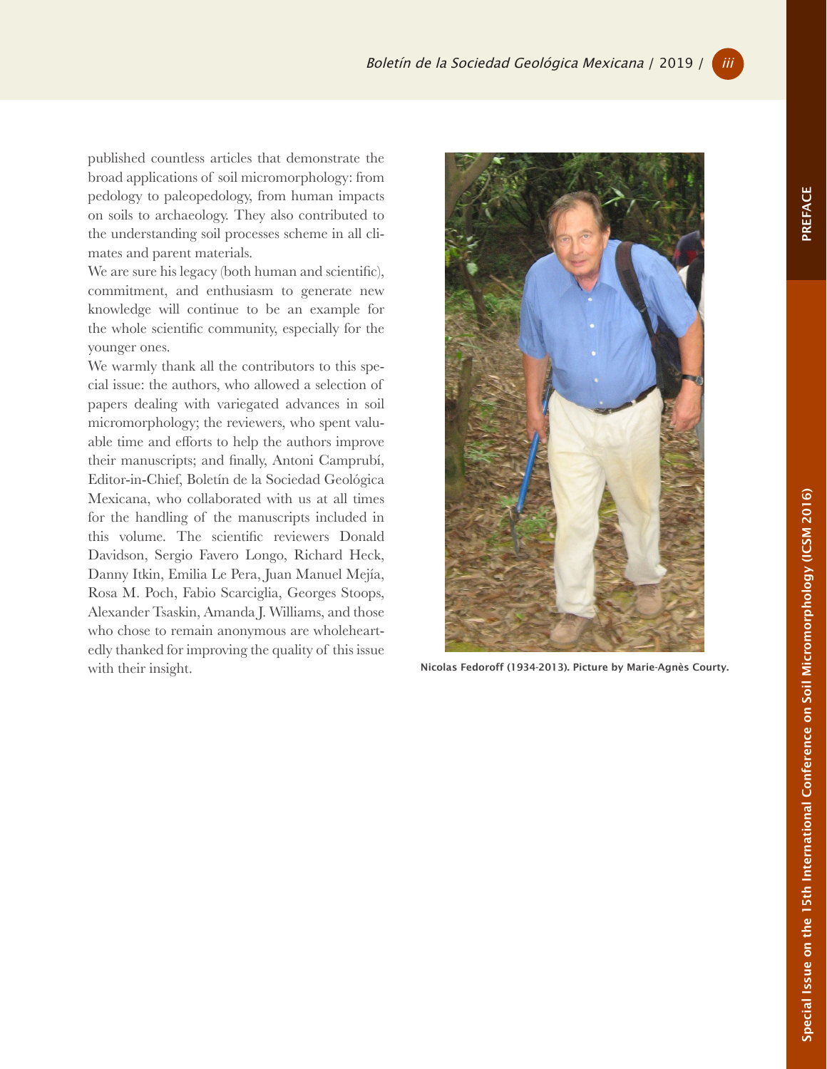published countless articles that demonstrate the broad applications of soil micromorphology: from pedology to paleopedology, from human impacts on soils to archaeology. They also contributed to the understanding soil processes scheme in all climates and parent materials.

We are sure his legacy (both human and scientific), commitment, and enthusiasm to generate new knowledge will continue to be an example for the whole scientific community, especially for the younger ones.

We warmly thank all the contributors to this special issue: the authors, who allowed a selection of papers dealing with variegated advances in soil micromorphology; the reviewers, who spent valuable time and efforts to help the authors improve their manuscripts; and finally, Antoni Camprubí, Editor-in-Chief, Boletín de la Sociedad Geológica Mexicana, who collaborated with us at all times for the handling of the manuscripts included in this volume. The scientific reviewers Donald Davidson, Sergio Favero Longo, Richard Heck, Danny Itkin, Emilia Le Pera, Juan Manuel Mejía, Rosa M. Poch, Fabio Scarciglia, Georges Stoops, Alexander Tsaskin, Amanda J. Williams, and those who chose to remain anonymous are wholeheartedly thanked for improving the quality of this issue with their insight.

**Nicolas Fedoroff (1934-2013). Picture by Marie-Agnès Courty.**